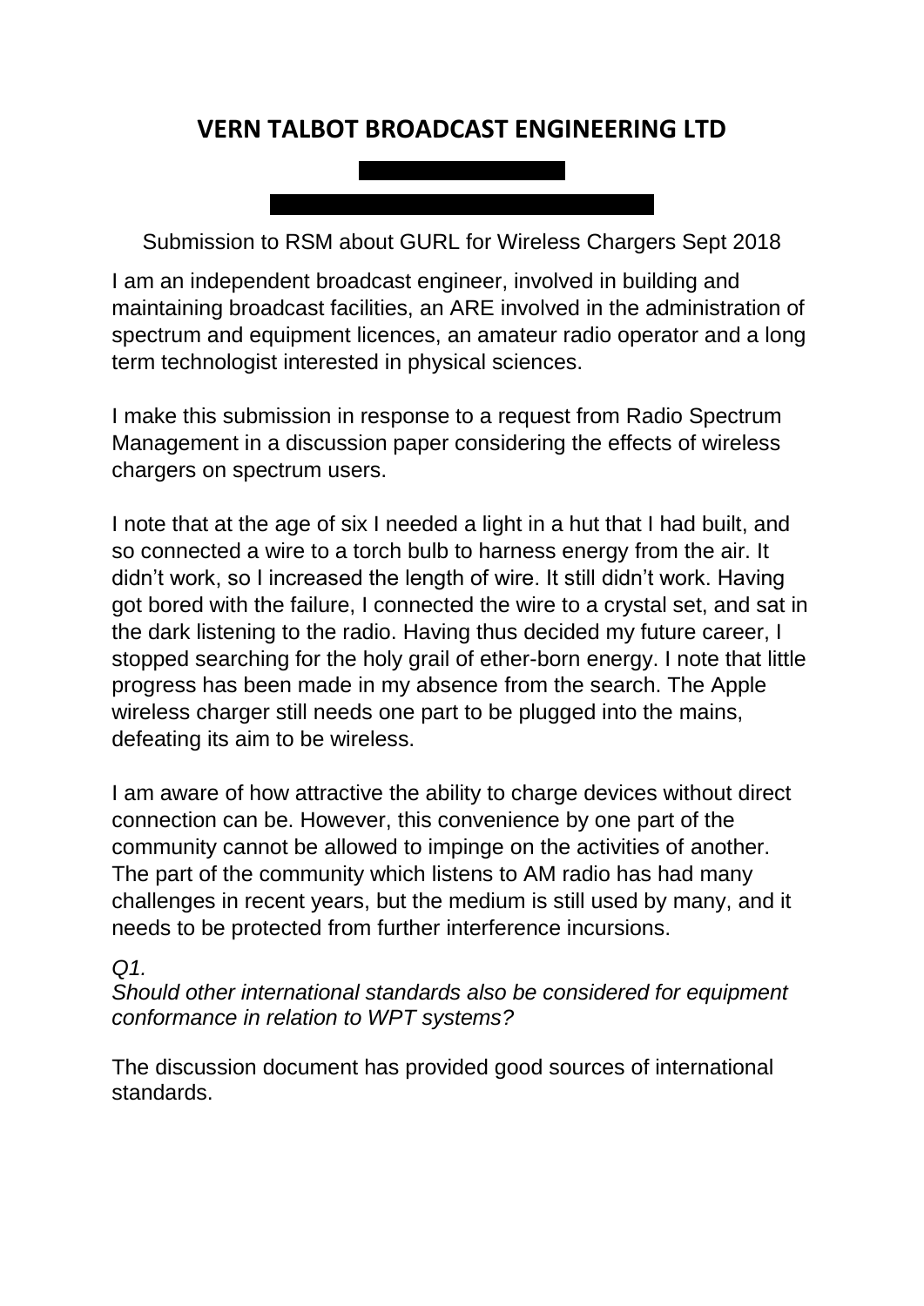# VERN TALBOT BROADCAST ENGINEERING LTD

Submission to RSM about GURL for Wireless Chargers Sept 2018

I am an independent broadcast engineer, involved in building and maintaining broadcast facilities, an ARE involved in the administration of spectrum and equipment licences, an amateur radio operator and a long term technologist interested in physical sciences.

I make this submission in response to a request from Radio Spectrum Management in a discussion paper considering the effects of wireless chargers on spectrum users.

I note that at the age of six I needed a light in a hut that I had built, and so connected a wire to a torch bulb to harness energy from the air. It didn't work, so I increased the length of wire. It still didn't work. Having got bored with the failure, I connected the wire to a crystal set, and sat in the dark listening to the radio. Having thus decided my future career, I stopped searching for the holy grail of ether-born energy. I note that little progress has been made in my absence from the search. The Apple wireless charger still needs one part to be plugged into the mains, defeating its aim to be wireless.

I am aware of how attractive the ability to charge devices without direct connection can be. However, this convenience by one part of the community cannot be allowed to impinge on the activities of another. The part of the community which listens to AM radio has had many challenges in recent years, but the medium is still used by many, and it needs to be protected from further interference incursions.

*Q1.*
*Should other international standards also be considered for equipment conformance in relation to WPT systems?*

The discussion document has provided good sources of international standards.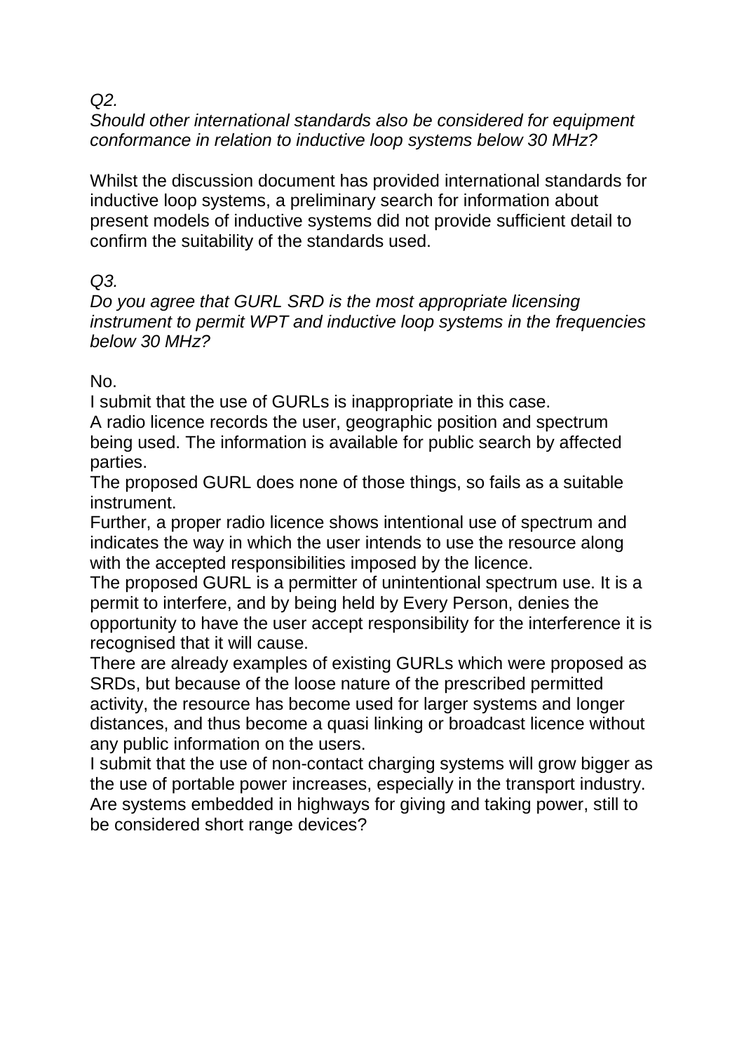*Q2.*
*Should other international standards also be considered for equipment conformance in relation to inductive loop systems below 30 MHz?*

Whilst the discussion document has provided international standards for inductive loop systems, a preliminary search for information about present models of inductive systems did not provide sufficient detail to confirm the suitability of the standards used.

*Q3.*
*Do you agree that GURL SRD is the most appropriate licensing instrument to permit WPT and inductive loop systems in the frequencies below 30 MHz?*

No.
I submit that the use of GURLs is inappropriate in this case.
A radio licence records the user, geographic position and spectrum being used. The information is available for public search by affected parties.
The proposed GURL does none of those things, so fails as a suitable instrument.
Further, a proper radio licence shows intentional use of spectrum and indicates the way in which the user intends to use the resource along with the accepted responsibilities imposed by the licence.
The proposed GURL is a permitter of unintentional spectrum use. It is a permit to interfere, and by being held by Every Person, denies the opportunity to have the user accept responsibility for the interference it is recognised that it will cause.
There are already examples of existing GURLs which were proposed as SRDs, but because of the loose nature of the prescribed permitted activity, the resource has become used for larger systems and longer distances, and thus become a quasi linking or broadcast licence without any public information on the users.
I submit that the use of non-contact charging systems will grow bigger as the use of portable power increases, especially in the transport industry. Are systems embedded in highways for giving and taking power, still to be considered short range devices?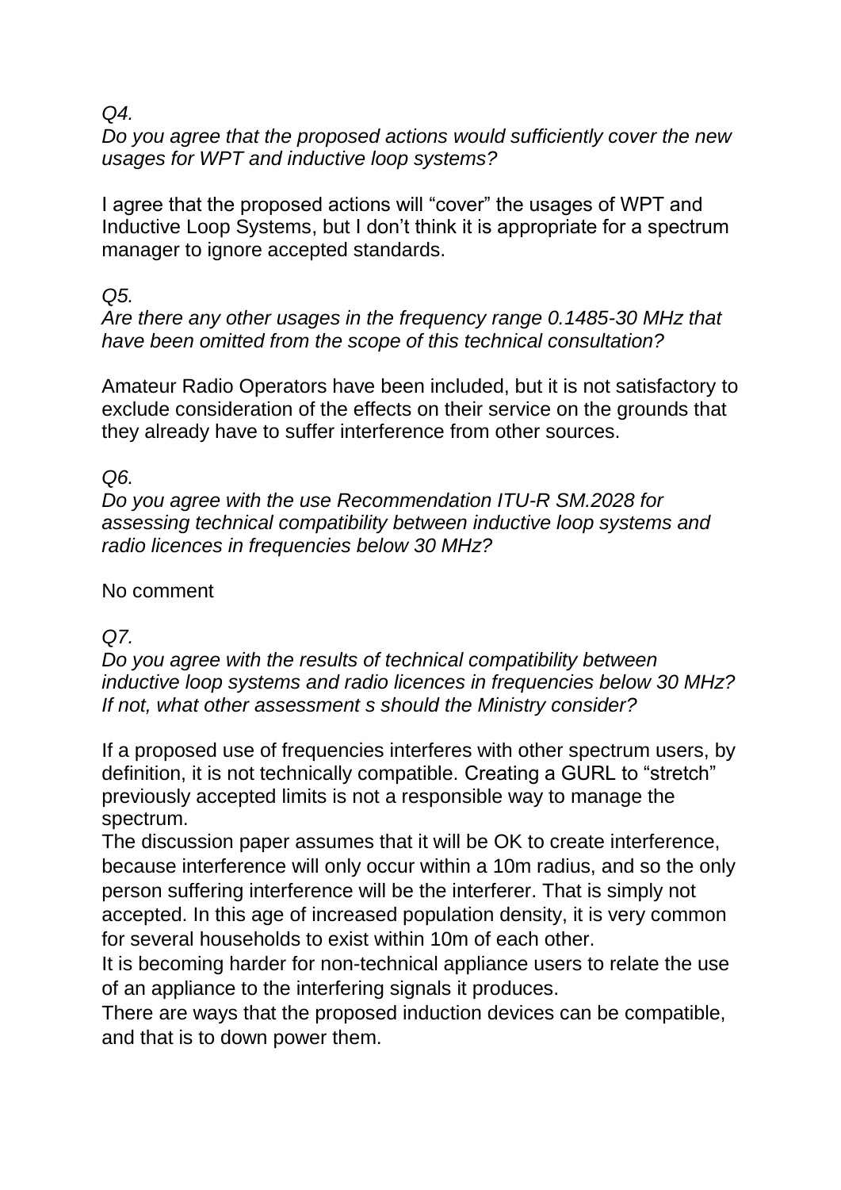*Q4.*
*Do you agree that the proposed actions would sufficiently cover the new usages for WPT and inductive loop systems?*

I agree that the proposed actions will "cover" the usages of WPT and Inductive Loop Systems, but I don't think it is appropriate for a spectrum manager to ignore accepted standards.

*Q5.*
*Are there any other usages in the frequency range 0.1485-30 MHz that have been omitted from the scope of this technical consultation?*

Amateur Radio Operators have been included, but it is not satisfactory to exclude consideration of the effects on their service on the grounds that they already have to suffer interference from other sources.

*Q6.*
*Do you agree with the use Recommendation ITU-R SM.2028 for assessing technical compatibility between inductive loop systems and radio licences in frequencies below 30 MHz?*

No comment

*Q7.*
*Do you agree with the results of technical compatibility between inductive loop systems and radio licences in frequencies below 30 MHz? If not, what other assessment s should the Ministry consider?*

If a proposed use of frequencies interferes with other spectrum users, by definition, it is not technically compatible. Creating a GURL to "stretch" previously accepted limits is not a responsible way to manage the spectrum.
The discussion paper assumes that it will be OK to create interference, because interference will only occur within a 10m radius, and so the only person suffering interference will be the interferer. That is simply not accepted. In this age of increased population density, it is very common for several households to exist within 10m of each other.
It is becoming harder for non-technical appliance users to relate the use of an appliance to the interfering signals it produces.
There are ways that the proposed induction devices can be compatible, and that is to down power them.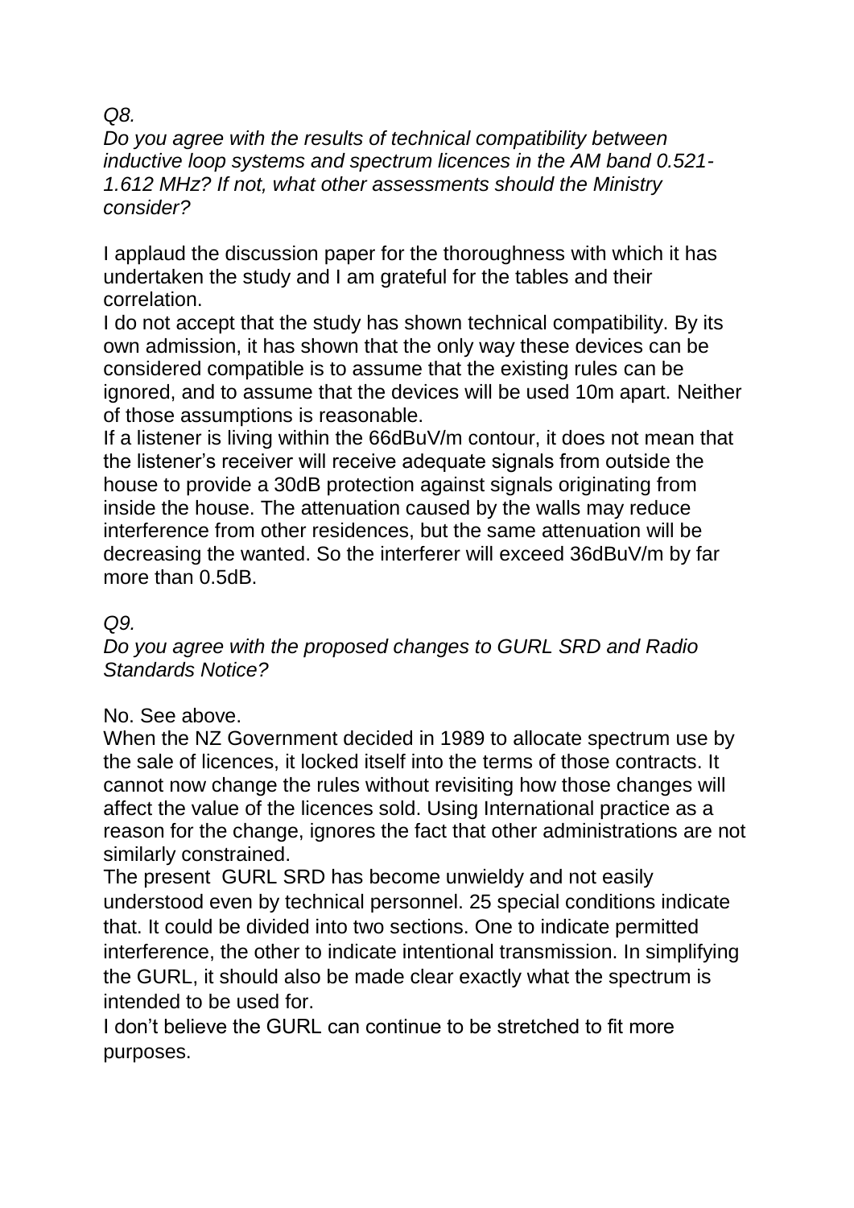*Q8.*
*Do you agree with the results of technical compatibility between inductive loop systems and spectrum licences in the AM band 0.521-1.612 MHz? If not, what other assessments should the Ministry consider?*

I applaud the discussion paper for the thoroughness with which it has undertaken the study and I am grateful for the tables and their correlation.

I do not accept that the study has shown technical compatibility. By its own admission, it has shown that the only way these devices can be considered compatible is to assume that the existing rules can be ignored, and to assume that the devices will be used 10m apart. Neither of those assumptions is reasonable.

If a listener is living within the 66dBuV/m contour, it does not mean that the listener's receiver will receive adequate signals from outside the house to provide a 30dB protection against signals originating from inside the house. The attenuation caused by the walls may reduce interference from other residences, but the same attenuation will be decreasing the wanted. So the interferer will exceed 36dBuV/m by far more than 0.5dB.

*Q9.*
*Do you agree with the proposed changes to GURL SRD and Radio Standards Notice?*

No. See above.

When the NZ Government decided in 1989 to allocate spectrum use by the sale of licences, it locked itself into the terms of those contracts. It cannot now change the rules without revisiting how those changes will affect the value of the licences sold. Using International practice as a reason for the change, ignores the fact that other administrations are not similarly constrained.

The present GURL SRD has become unwieldy and not easily understood even by technical personnel. 25 special conditions indicate that. It could be divided into two sections. One to indicate permitted interference, the other to indicate intentional transmission. In simplifying the GURL, it should also be made clear exactly what the spectrum is intended to be used for.

I don't believe the GURL can continue to be stretched to fit more purposes.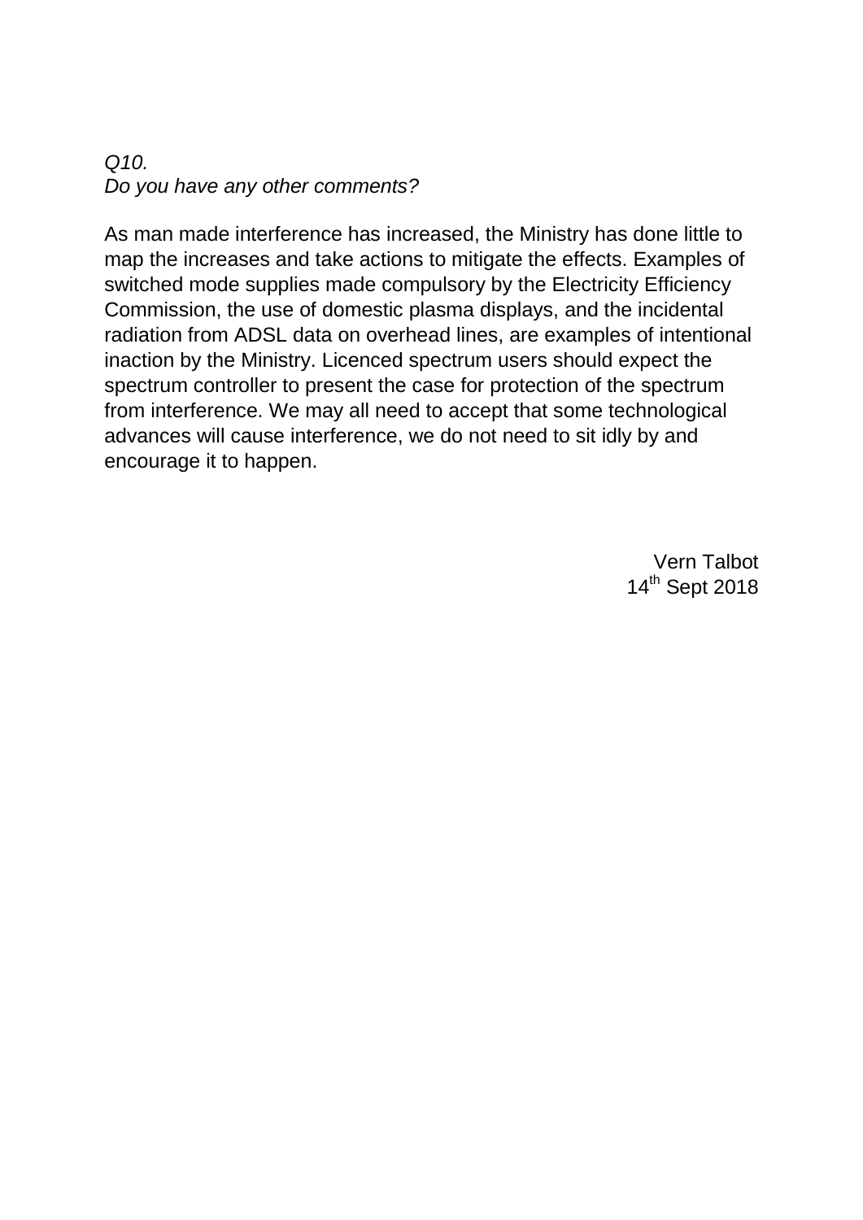*Q10.*
*Do you have any other comments?*

As man made interference has increased, the Ministry has done little to map the increases and take actions to mitigate the effects. Examples of switched mode supplies made compulsory by the Electricity Efficiency Commission, the use of domestic plasma displays, and the incidental radiation from ADSL data on overhead lines, are examples of intentional inaction by the Ministry. Licenced spectrum users should expect the spectrum controller to present the case for protection of the spectrum from interference. We may all need to accept that some technological advances will cause interference, we do not need to sit idly by and encourage it to happen.

Vern Talbot
14th Sept 2018